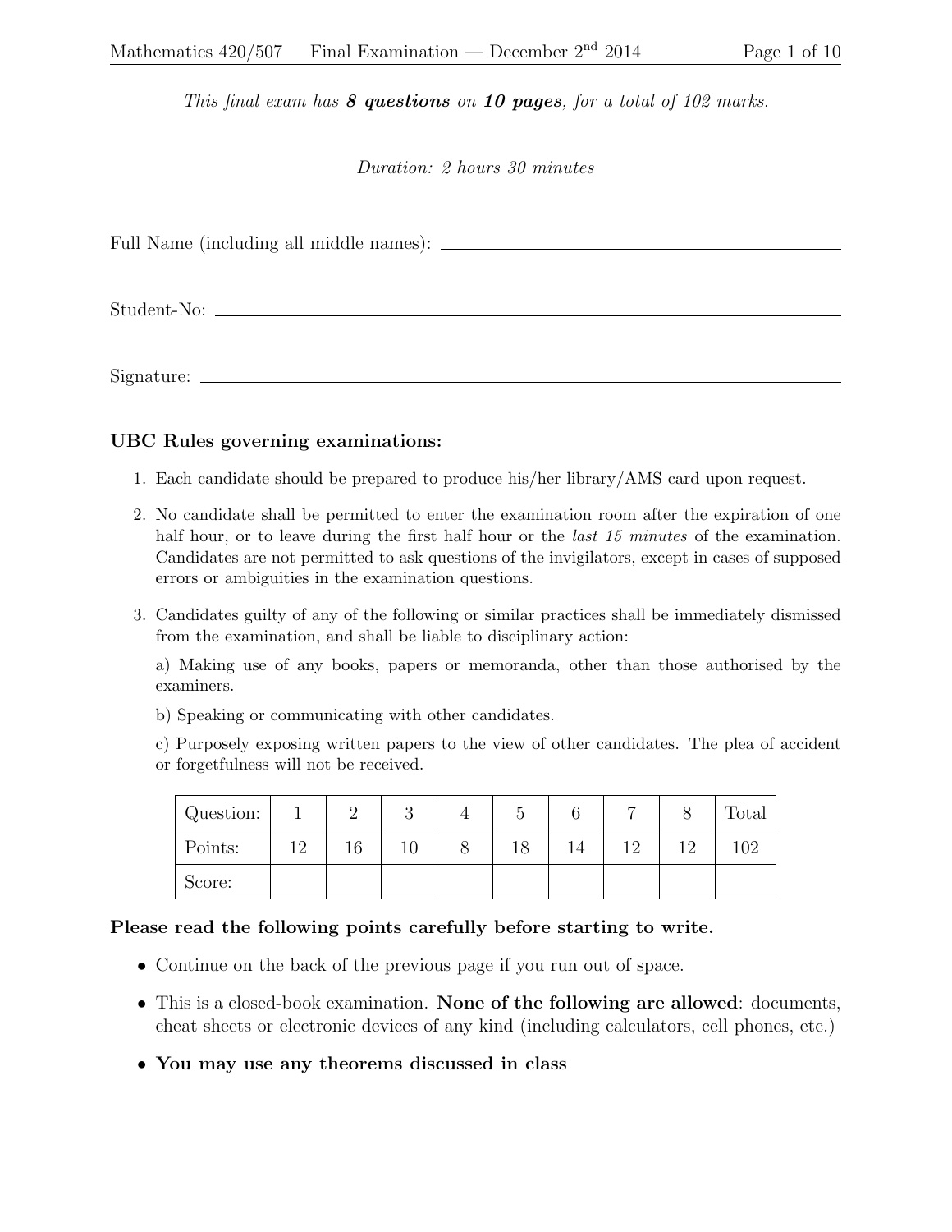*This final exam has **8 questions** on **10 pages**, for a total of 102 marks.*

*Duration: 2 hours 30 minutes*

Full Name (including all middle names): ______________________________

Student-No: ______________________________

Signature: ______________________________

**UBC Rules governing examinations:**

1. Each candidate should be prepared to produce his/her library/AMS card upon request.
2. No candidate shall be permitted to enter the examination room after the expiration of one half hour, or to leave during the first half hour or the *last 15 minutes* of the examination. Candidates are not permitted to ask questions of the invigilators, except in cases of supposed errors or ambiguities in the examination questions.
3. Candidates guilty of any of the following or similar practices shall be immediately dismissed from the examination, and shall be liable to disciplinary action:

   a) Making use of any books, papers or memoranda, other than those authorised by the examiners.

   b) Speaking or communicating with other candidates.

   c) Purposely exposing written papers to the view of other candidates. The plea of accident or forgetfulness will not be received.

| Question: | 1 | 2 | 3 | 4 | 5 | 6 | 7 | 8 | Total |
|---|---|---|---|---|---|---|---|---|---|
| Points: | 12 | 16 | 10 | 8 | 18 | 14 | 12 | 12 | 102 |
| Score: | | | | | | | | | |

**Please read the following points carefully before starting to write.**

- Continue on the back of the previous page if you run out of space.
- This is a closed-book examination. **None of the following are allowed**: documents, cheat sheets or electronic devices of any kind (including calculators, cell phones, etc.)
- **You may use any theorems discussed in class**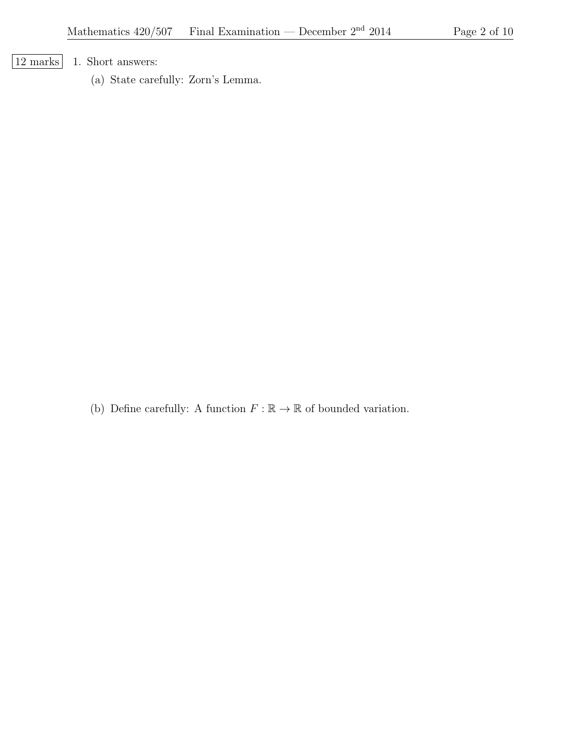12 marks

1. Short answers:

   (a) State carefully: Zorn's Lemma.

   (b) Define carefully: A function $F : \mathbb{R} \to \mathbb{R}$ of bounded variation.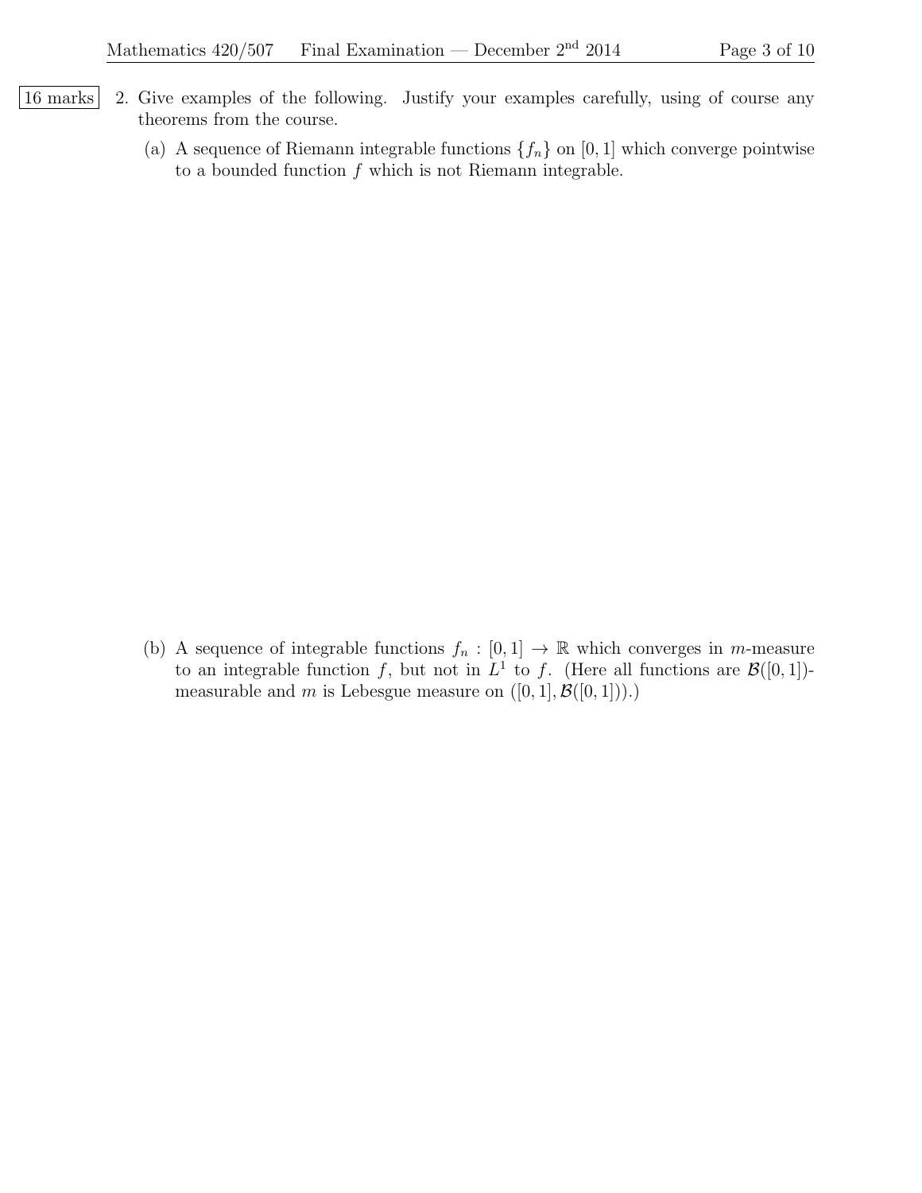16 marks

2. Give examples of the following. Justify your examples carefully, using of course any theorems from the course.

   (a) A sequence of Riemann integrable functions $\{f_n\}$ on $[0,1]$ which converge pointwise to a bounded function $f$ which is not Riemann integrable.

   (b) A sequence of integrable functions $f_n : [0,1] \to \mathbb{R}$ which converges in $m$-measure to an integrable function $f$, but not in $L^1$ to $f$. (Here all functions are $\mathcal{B}([0,1])$-measurable and $m$ is Lebesgue measure on $([0,1], \mathcal{B}([0,1]))$.)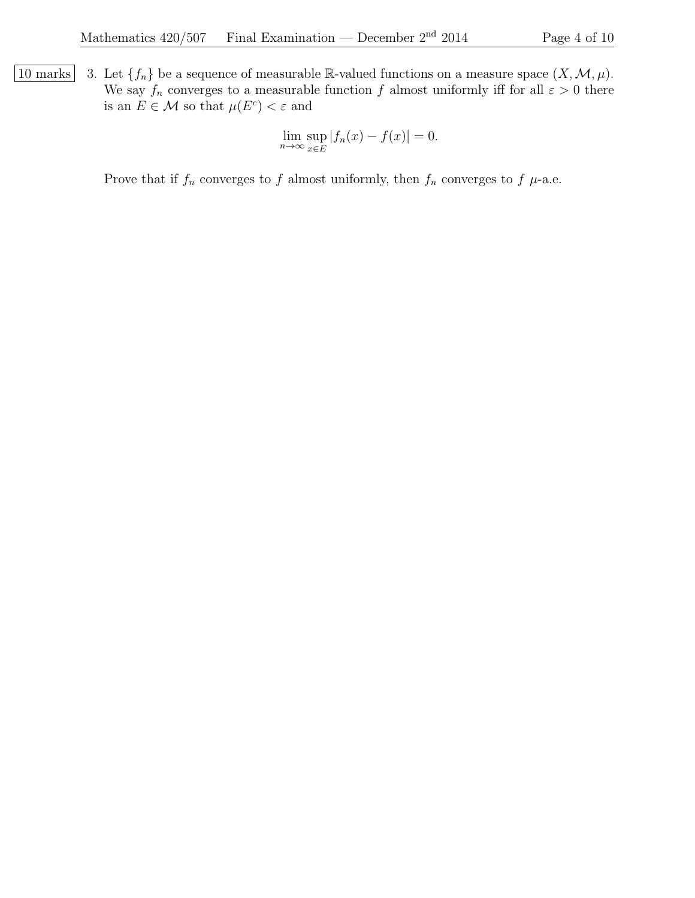10 marks

3. Let $\{f_n\}$ be a sequence of measurable $\mathbb{R}$-valued functions on a measure space $(X, \mathcal{M}, \mu)$. We say $f_n$ converges to a measurable function $f$ almost uniformly iff for all $\varepsilon > 0$ there is an $E \in \mathcal{M}$ so that $\mu(E^c) < \varepsilon$ and

$$\lim_{n\to\infty} \sup_{x\in E} |f_n(x) - f(x)| = 0.$$

Prove that if $f_n$ converges to $f$ almost uniformly, then $f_n$ converges to $f$ $\mu$-a.e.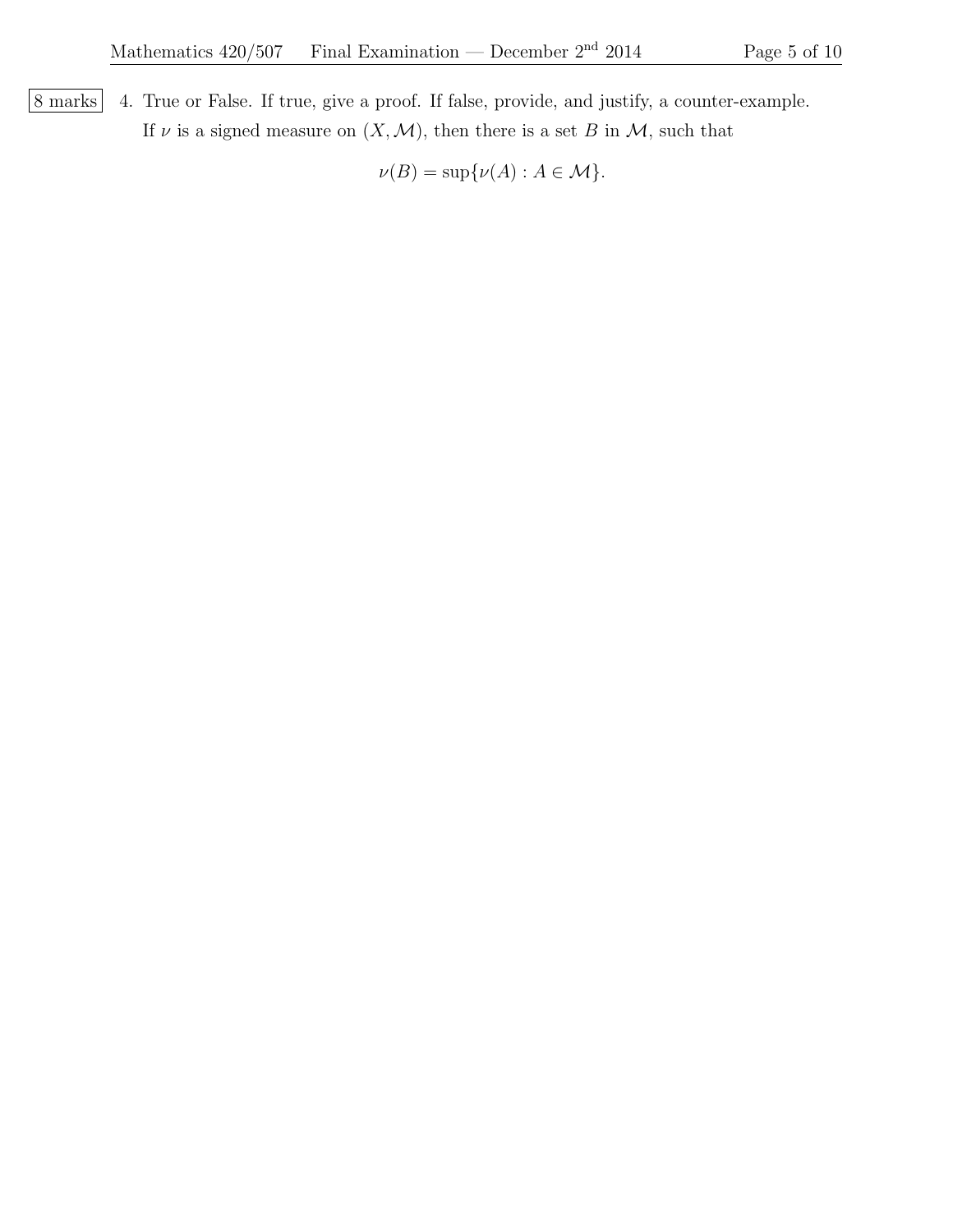8 marks 4. True or False. If true, give a proof. If false, provide, and justify, a counter-example.

If $\nu$ is a signed measure on $(X, \mathcal{M})$, then there is a set $B$ in $\mathcal{M}$, such that

$$\nu(B) = \sup\{\nu(A) : A \in \mathcal{M}\}.$$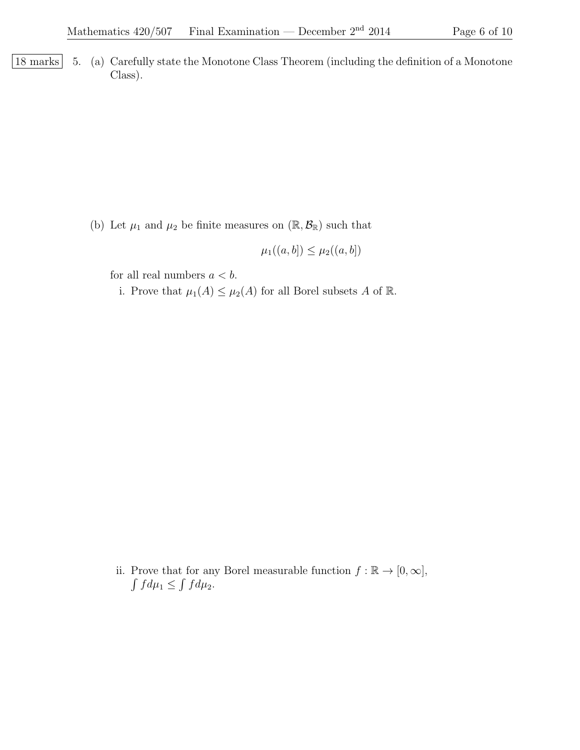18 marks

5. (a) Carefully state the Monotone Class Theorem (including the definition of a Monotone Class).

(b) Let $\mu_1$ and $\mu_2$ be finite measures on $(\mathbb{R}, \mathcal{B}_{\mathbb{R}})$ such that

$$\mu_1((a, b]) \leq \mu_2((a, b])$$

for all real numbers $a < b$.

i. Prove that $\mu_1(A) \leq \mu_2(A)$ for all Borel subsets $A$ of $\mathbb{R}$.

ii. Prove that for any Borel measurable function $f : \mathbb{R} \to [0, \infty]$, $\int f d\mu_1 \leq \int f d\mu_2$.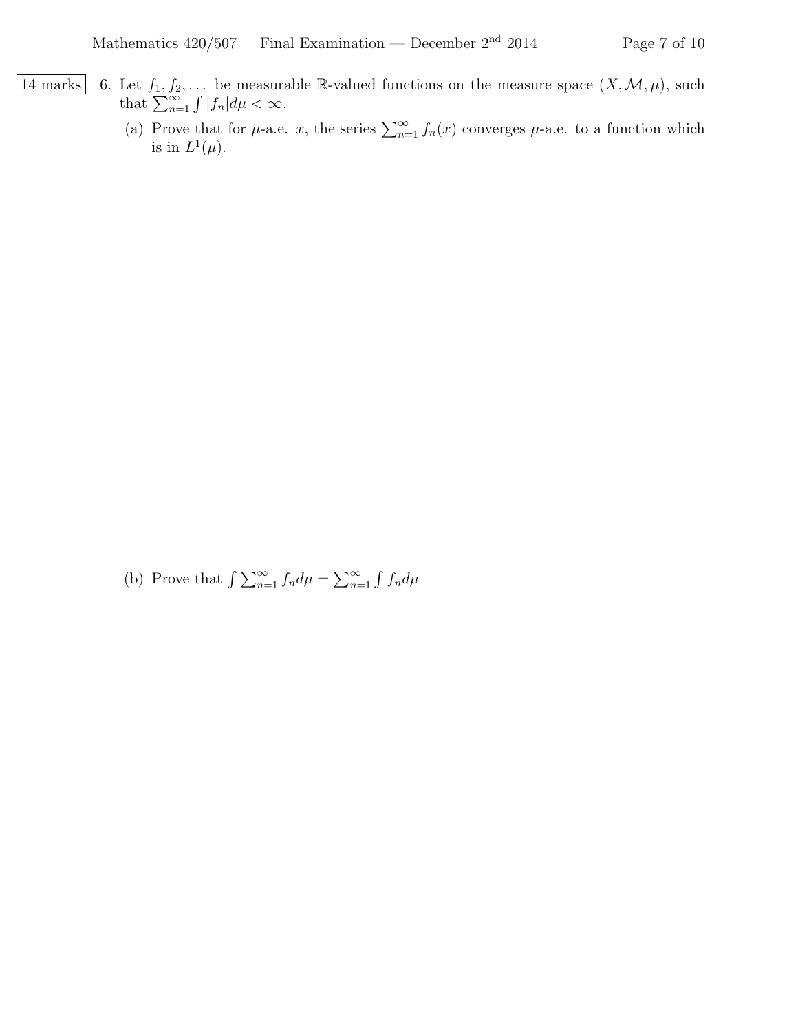14 marks

6. Let $f_1, f_2, \ldots$ be measurable $\mathbb{R}$-valued functions on the measure space $(X, \mathcal{M}, \mu)$, such that $\sum_{n=1}^{\infty} \int |f_n| d\mu < \infty$.

   (a) Prove that for $\mu$-a.e. $x$, the series $\sum_{n=1}^{\infty} f_n(x)$ converges $\mu$-a.e. to a function which is in $L^1(\mu)$.

   (b) Prove that $\int \sum_{n=1}^{\infty} f_n d\mu = \sum_{n=1}^{\infty} \int f_n d\mu$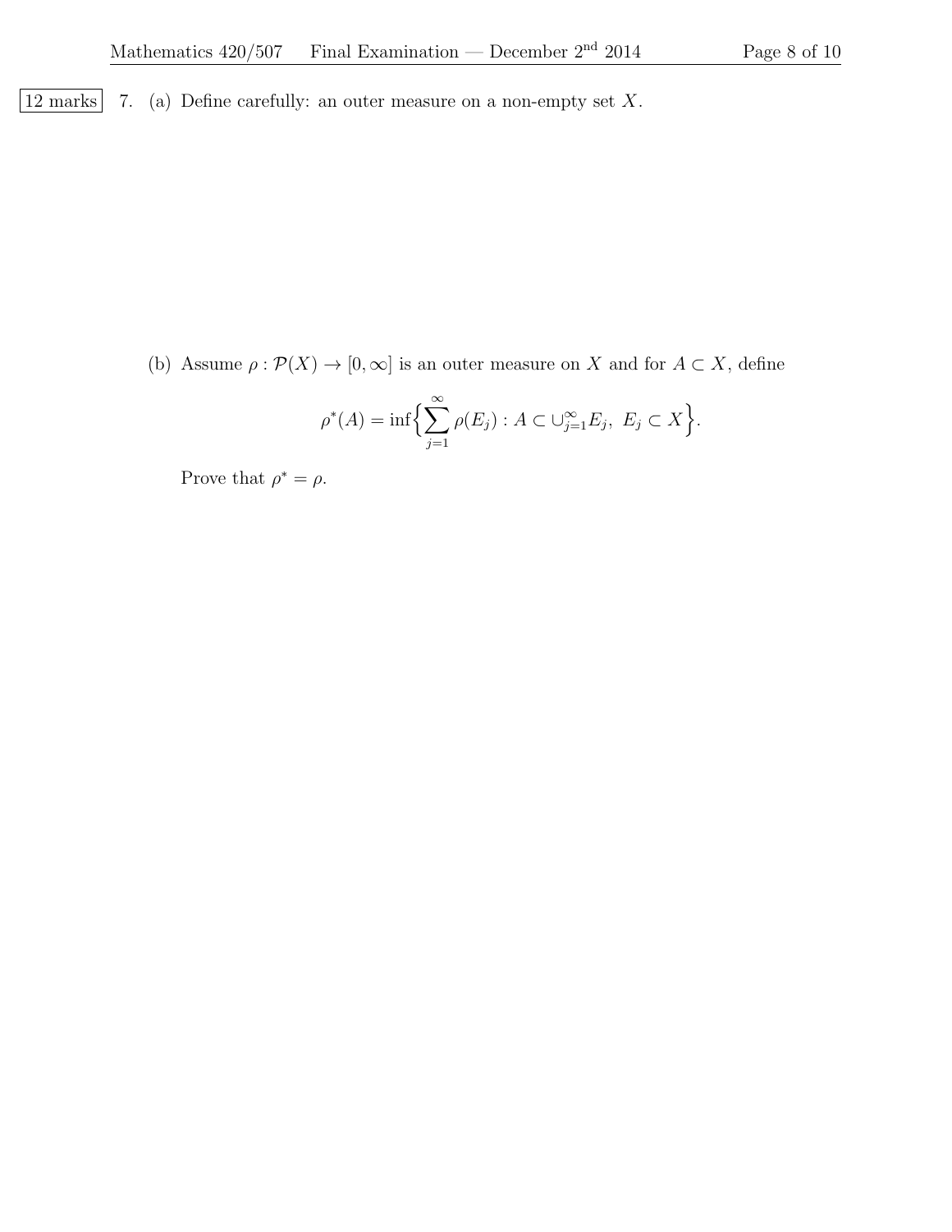12 marks

7. (a) Define carefully: an outer measure on a non-empty set $X$.

(b) Assume $\rho : \mathcal{P}(X) \to [0, \infty]$ is an outer measure on $X$ and for $A \subset X$, define

$$\rho^*(A) = \inf\Big\{\sum_{j=1}^{\infty} \rho(E_j) : A \subset \cup_{j=1}^{\infty} E_j,\ E_j \subset X\Big\}.$$

Prove that $\rho^* = \rho$.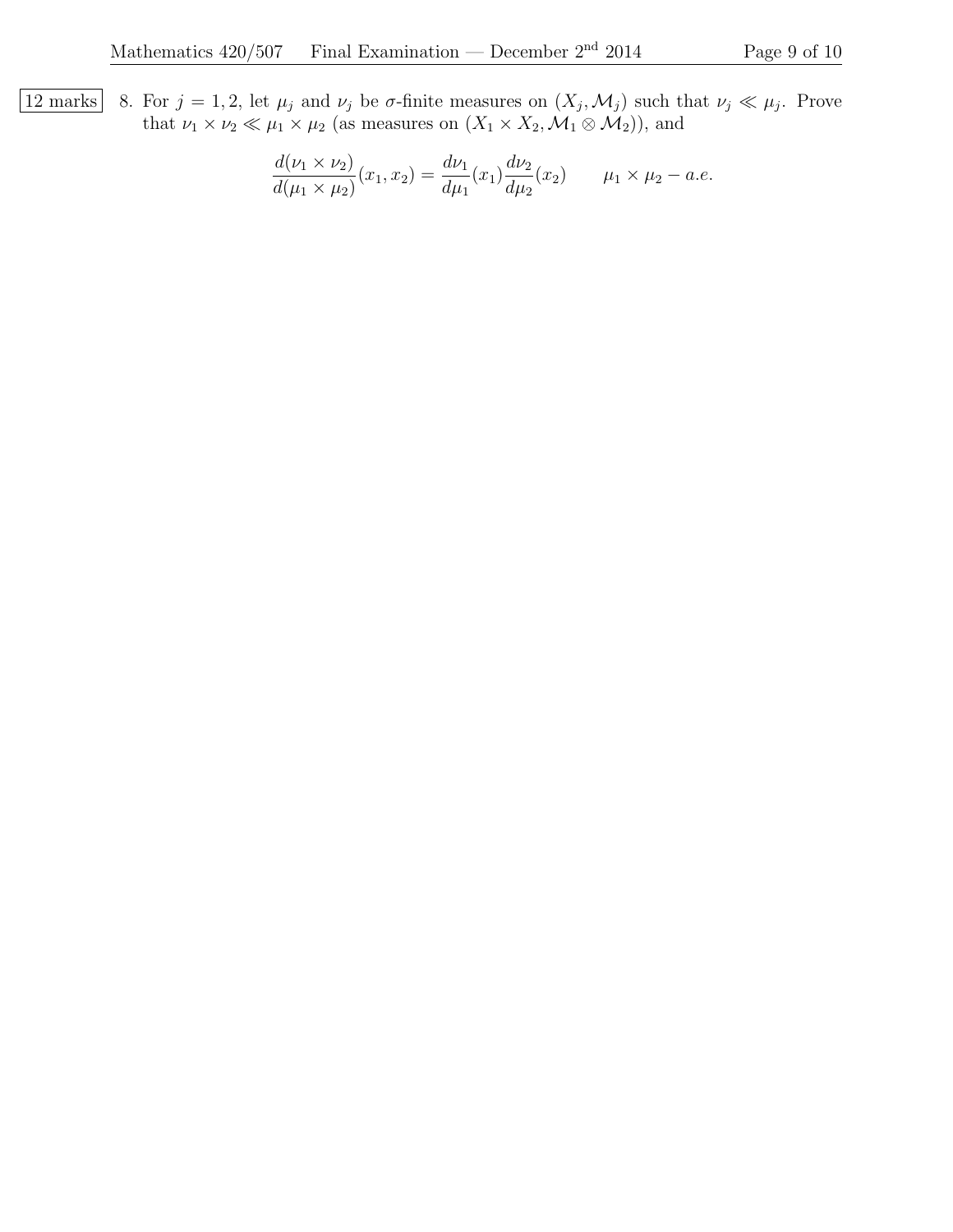12 marks

8. For $j = 1, 2$, let $\mu_j$ and $\nu_j$ be $\sigma$-finite measures on $(X_j, \mathcal{M}_j)$ such that $\nu_j \ll \mu_j$. Prove that $\nu_1 \times \nu_2 \ll \mu_1 \times \mu_2$ (as measures on $(X_1 \times X_2, \mathcal{M}_1 \otimes \mathcal{M}_2)$), and

$$\frac{d(\nu_1 \times \nu_2)}{d(\mu_1 \times \mu_2)}(x_1, x_2) = \frac{d\nu_1}{d\mu_1}(x_1)\frac{d\nu_2}{d\mu_2}(x_2) \qquad \mu_1 \times \mu_2 - a.e.$$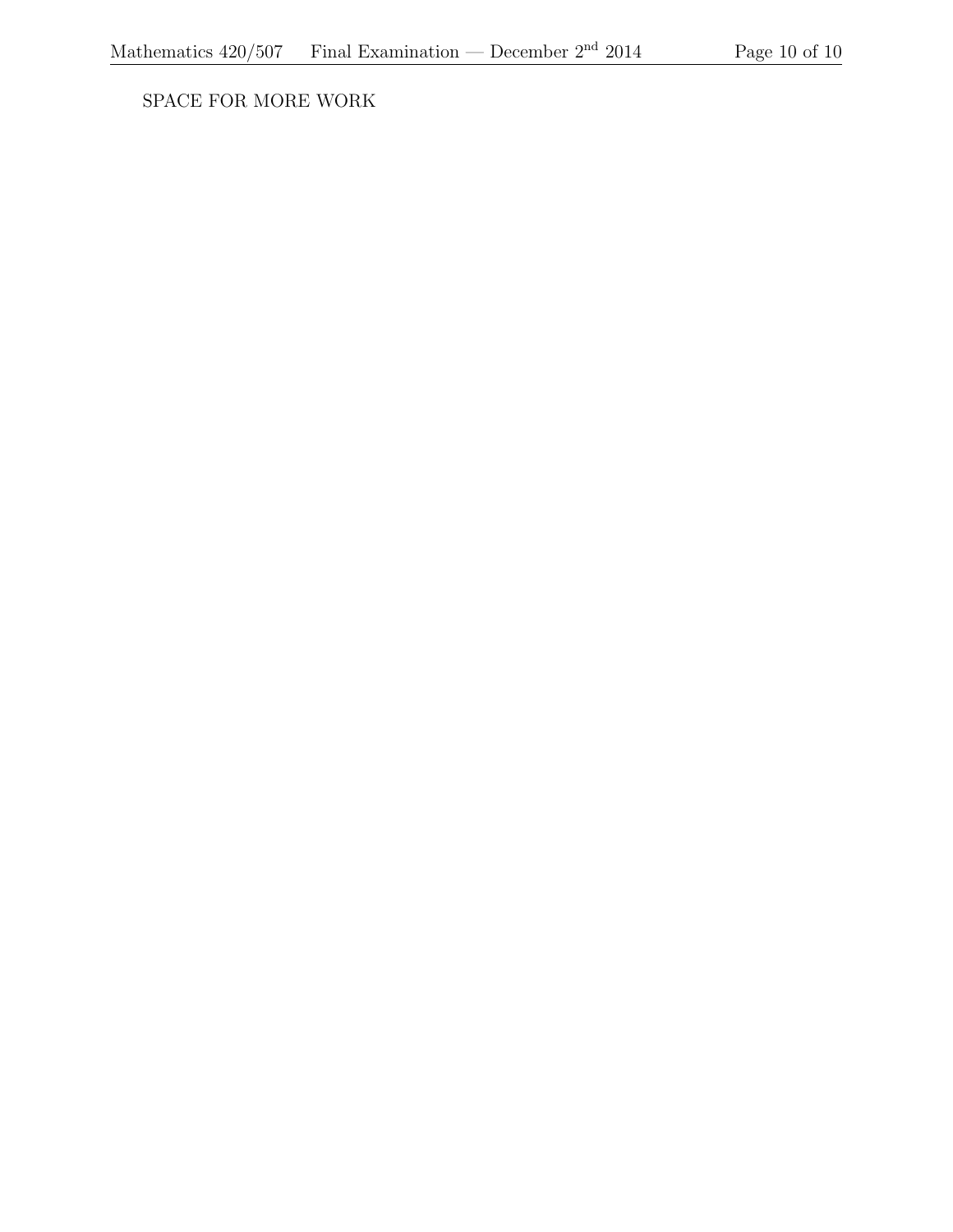SPACE FOR MORE WORK